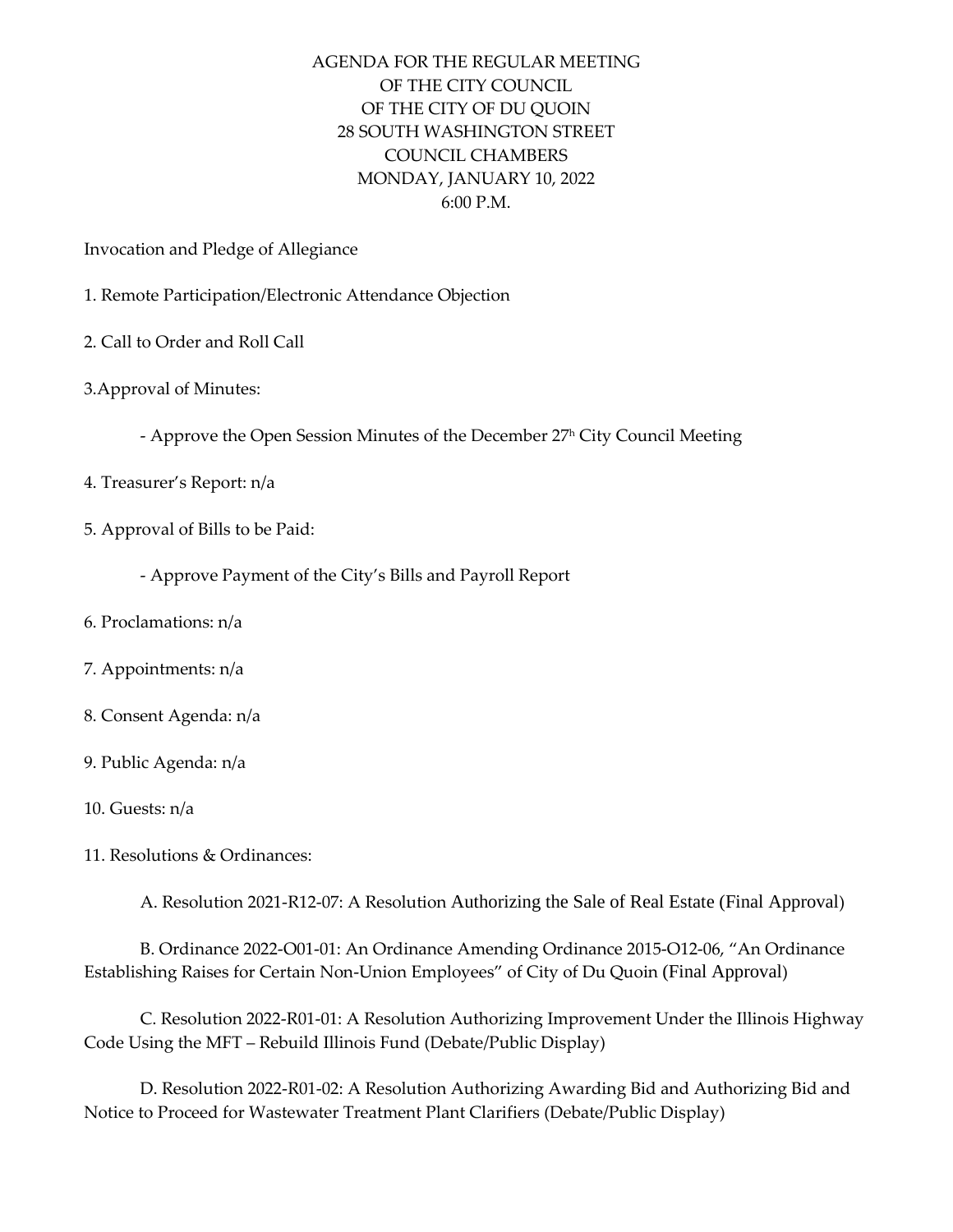# AGENDA FOR THE REGULAR MEETING
# OF THE CITY COUNCIL
# OF THE CITY OF DU QUOIN
## 28 SOUTH WASHINGTON STREET
## COUNCIL CHAMBERS
## MONDAY, JANUARY 10, 2022
## 6:00 P.M.

Invocation and Pledge of Allegiance

1. Remote Participation/Electronic Attendance Objection

2. Call to Order and Roll Call

3.Approval of Minutes:

   - Approve the Open Session Minutes of the December 27h City Council Meeting

4. Treasurer's Report: n/a

5. Approval of Bills to be Paid:

   - Approve Payment of the City's Bills and Payroll Report

6. Proclamations: n/a

7. Appointments: n/a

8. Consent Agenda: n/a

9. Public Agenda: n/a

10. Guests: n/a

11. Resolutions & Ordinances:

   A. Resolution 2021-R12-07: A Resolution Authorizing the Sale of Real Estate (Final Approval)

   B. Ordinance 2022-O01-01: An Ordinance Amending Ordinance 2015-O12-06, "An Ordinance Establishing Raises for Certain Non-Union Employees" of City of Du Quoin (Final Approval)

   C. Resolution 2022-R01-01: A Resolution Authorizing Improvement Under the Illinois Highway Code Using the MFT – Rebuild Illinois Fund (Debate/Public Display)

   D. Resolution 2022-R01-02: A Resolution Authorizing Awarding Bid and Authorizing Bid and Notice to Proceed for Wastewater Treatment Plant Clarifiers (Debate/Public Display)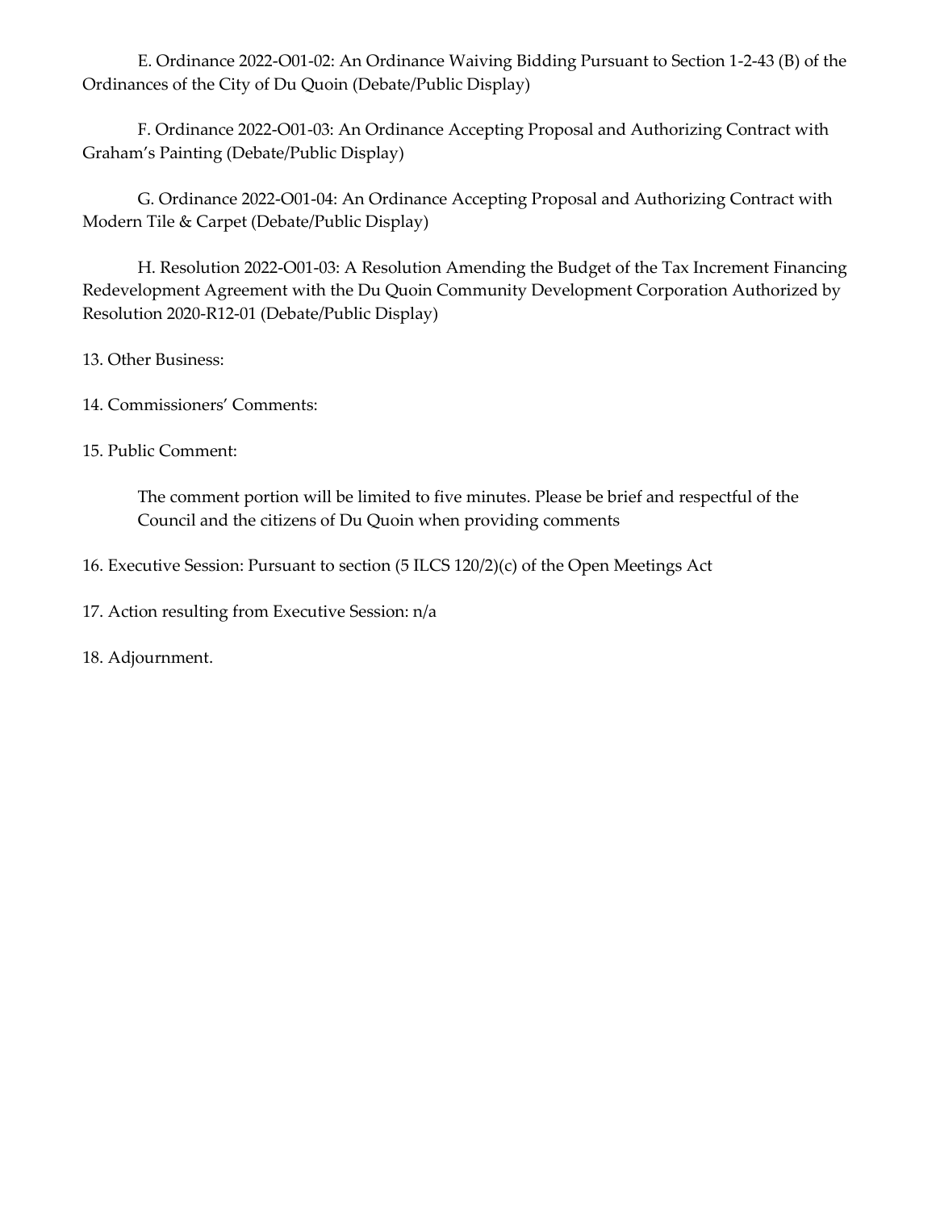E. Ordinance 2022-O01-02: An Ordinance Waiving Bidding Pursuant to Section 1-2-43 (B) of the Ordinances of the City of Du Quoin (Debate/Public Display)

F. Ordinance 2022-O01-03: An Ordinance Accepting Proposal and Authorizing Contract with Graham's Painting (Debate/Public Display)

G. Ordinance 2022-O01-04: An Ordinance Accepting Proposal and Authorizing Contract with Modern Tile & Carpet (Debate/Public Display)

H. Resolution 2022-O01-03: A Resolution Amending the Budget of the Tax Increment Financing Redevelopment Agreement with the Du Quoin Community Development Corporation Authorized by Resolution 2020-R12-01 (Debate/Public Display)

13. Other Business:

14. Commissioners' Comments:

15. Public Comment:

> The comment portion will be limited to five minutes. Please be brief and respectful of the Council and the citizens of Du Quoin when providing comments

16. Executive Session: Pursuant to section (5 ILCS 120/2)(c) of the Open Meetings Act

17. Action resulting from Executive Session: n/a

18. Adjournment.